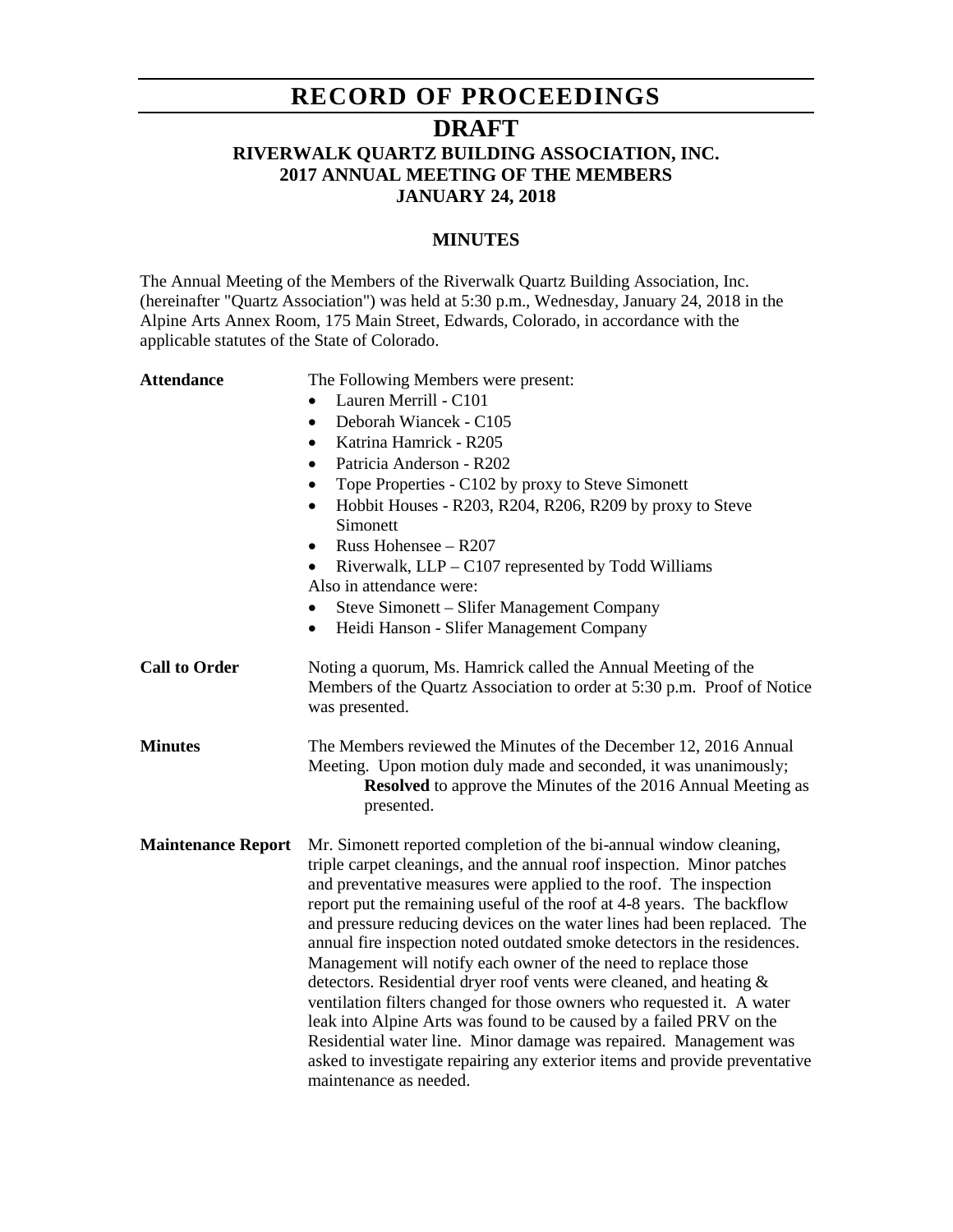# RECORD OF PROCEEDINGS

## DRAFT

### RIVERWALK QUARTZ BUILDING ASSOCIATION, INC.
### 2017 ANNUAL MEETING OF THE MEMBERS
### JANUARY 24, 2018

#### MINUTES

The Annual Meeting of the Members of the Riverwalk Quartz Building Association, Inc. (hereinafter "Quartz Association") was held at 5:30 p.m., Wednesday, January 24, 2018 in the Alpine Arts Annex Room, 175 Main Street, Edwards, Colorado, in accordance with the applicable statutes of the State of Colorado.

**Attendance**

The Following Members were present:

- Lauren Merrill - C101
- Deborah Wiancek - C105
- Katrina Hamrick - R205
- Patricia Anderson - R202
- Tope Properties - C102 by proxy to Steve Simonett
- Hobbit Houses - R203, R204, R206, R209 by proxy to Steve Simonett
- Russ Hohensee – R207
- Riverwalk, LLP – C107 represented by Todd Williams

Also in attendance were:

- Steve Simonett – Slifer Management Company
- Heidi Hanson - Slifer Management Company

**Call to Order**

Noting a quorum, Ms. Hamrick called the Annual Meeting of the Members of the Quartz Association to order at 5:30 p.m. Proof of Notice was presented.

**Minutes**

The Members reviewed the Minutes of the December 12, 2016 Annual Meeting. Upon motion duly made and seconded, it was unanimously;

**Resolved** to approve the Minutes of the 2016 Annual Meeting as presented.

**Maintenance Report**

Mr. Simonett reported completion of the bi-annual window cleaning, triple carpet cleanings, and the annual roof inspection. Minor patches and preventative measures were applied to the roof. The inspection report put the remaining useful of the roof at 4-8 years. The backflow and pressure reducing devices on the water lines had been replaced. The annual fire inspection noted outdated smoke detectors in the residences. Management will notify each owner of the need to replace those detectors. Residential dryer roof vents were cleaned, and heating & ventilation filters changed for those owners who requested it. A water leak into Alpine Arts was found to be caused by a failed PRV on the Residential water line. Minor damage was repaired. Management was asked to investigate repairing any exterior items and provide preventative maintenance as needed.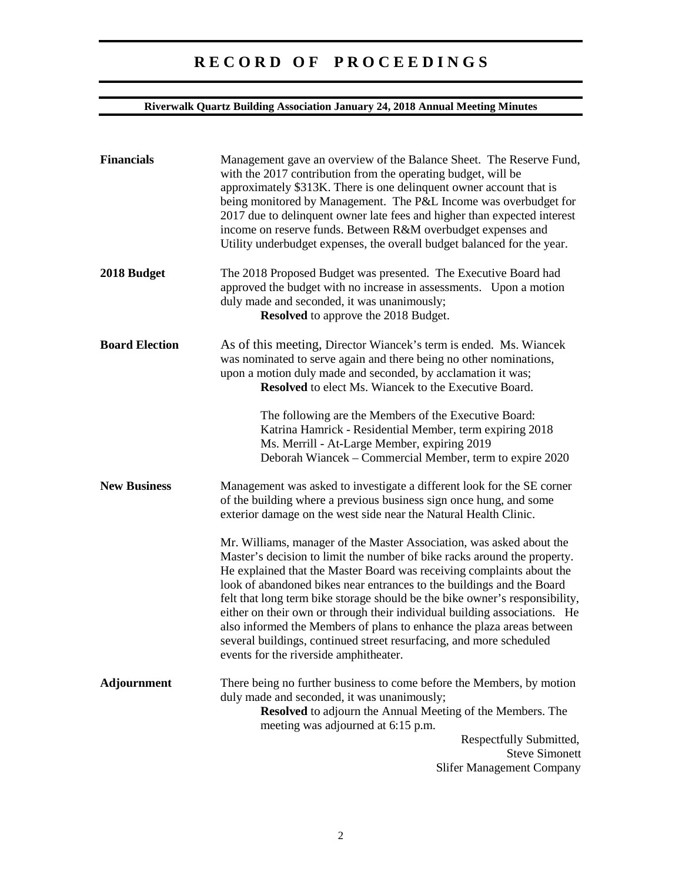# RECORD OF PROCEEDINGS

**Riverwalk Quartz Building Association January 24, 2018 Annual Meeting Minutes**

**Financials**

Management gave an overview of the Balance Sheet. The Reserve Fund, with the 2017 contribution from the operating budget, will be approximately $313K. There is one delinquent owner account that is being monitored by Management. The P&L Income was overbudget for 2017 due to delinquent owner late fees and higher than expected interest income on reserve funds. Between R&M overbudget expenses and Utility underbudget expenses, the overall budget balanced for the year.

**2018 Budget**

The 2018 Proposed Budget was presented. The Executive Board had approved the budget with no increase in assessments. Upon a motion duly made and seconded, it was unanimously;

**Resolved** to approve the 2018 Budget.

**Board Election**

As of this meeting, Director Wiancek's term is ended. Ms. Wiancek was nominated to serve again and there being no other nominations, upon a motion duly made and seconded, by acclamation it was;

**Resolved** to elect Ms. Wiancek to the Executive Board.

The following are the Members of the Executive Board:
Katrina Hamrick - Residential Member, term expiring 2018
Ms. Merrill - At-Large Member, expiring 2019
Deborah Wiancek – Commercial Member, term to expire 2020

**New Business**

Management was asked to investigate a different look for the SE corner of the building where a previous business sign once hung, and some exterior damage on the west side near the Natural Health Clinic.

Mr. Williams, manager of the Master Association, was asked about the Master's decision to limit the number of bike racks around the property. He explained that the Master Board was receiving complaints about the look of abandoned bikes near entrances to the buildings and the Board felt that long term bike storage should be the bike owner's responsibility, either on their own or through their individual building associations. He also informed the Members of plans to enhance the plaza areas between several buildings, continued street resurfacing, and more scheduled events for the riverside amphitheater.

**Adjournment**

There being no further business to come before the Members, by motion duly made and seconded, it was unanimously;

**Resolved** to adjourn the Annual Meeting of the Members. The meeting was adjourned at 6:15 p.m.

Respectfully Submitted,
Steve Simonett
Slifer Management Company